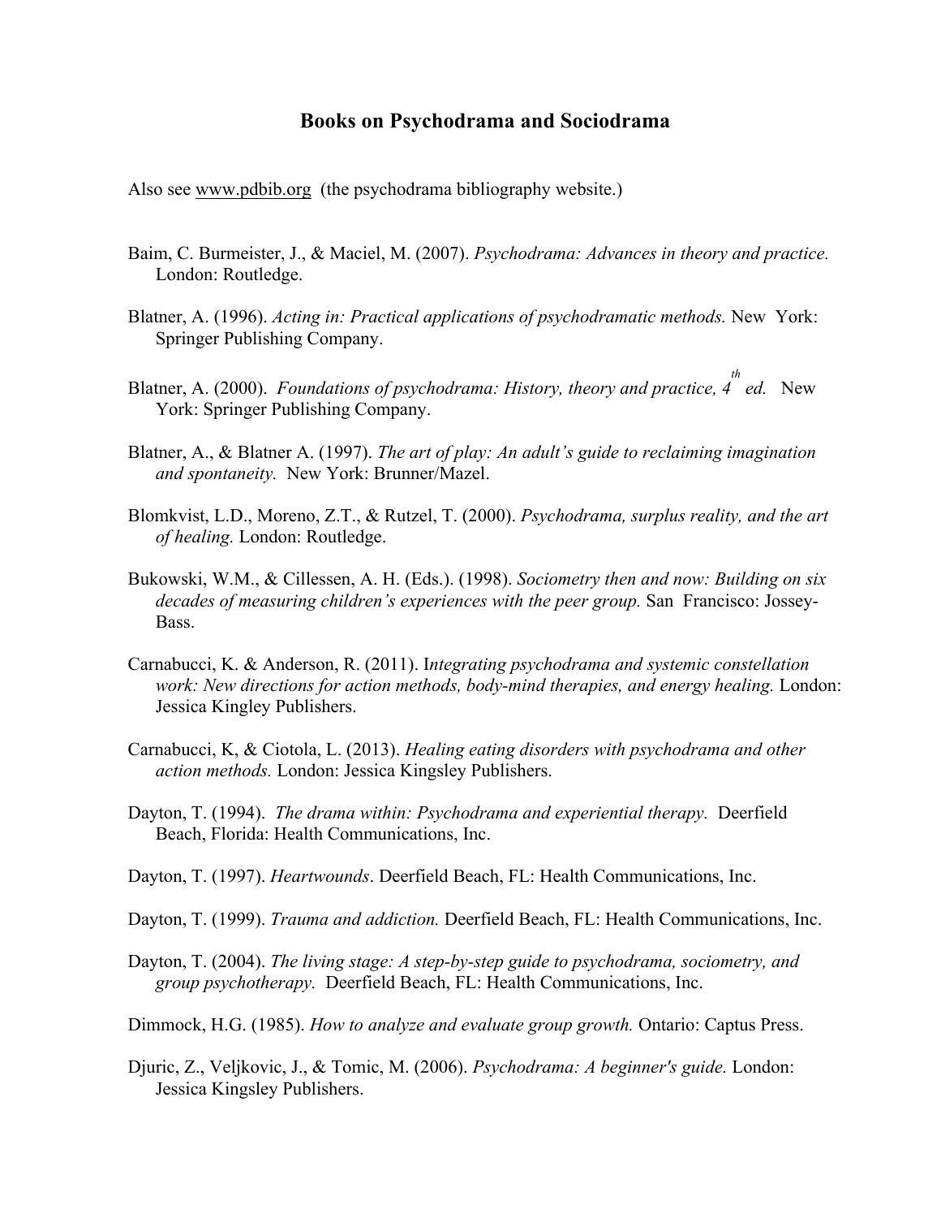# Books on Psychodrama and Sociodrama

Also see www.pdbib.org (the psychodrama bibliography website.)

Baim, C. Burmeister, J., & Maciel, M. (2007). *Psychodrama: Advances in theory and practice.* London: Routledge.

Blatner, A. (1996). *Acting in: Practical applications of psychodramatic methods.* New York: Springer Publishing Company.

Blatner, A. (2000). *Foundations of psychodrama: History, theory and practice, 4th ed.* New York: Springer Publishing Company.

Blatner, A., & Blatner A. (1997). *The art of play: An adult's guide to reclaiming imagination and spontaneity.* New York: Brunner/Mazel.

Blomkvist, L.D., Moreno, Z.T., & Rutzel, T. (2000). *Psychodrama, surplus reality, and the art of healing.* London: Routledge.

Bukowski, W.M., & Cillessen, A. H. (Eds.). (1998). *Sociometry then and now: Building on six decades of measuring children's experiences with the peer group.* San Francisco: Jossey-Bass.

Carnabucci, K. & Anderson, R. (2011). I*ntegrating psychodrama and systemic constellation work: New directions for action methods, body-mind therapies, and energy healing.* London: Jessica Kingley Publishers.

Carnabucci, K, & Ciotola, L. (2013). *Healing eating disorders with psychodrama and other action methods.* London: Jessica Kingsley Publishers.

Dayton, T. (1994). *The drama within: Psychodrama and experiential therapy.* Deerfield Beach, Florida: Health Communications, Inc.

Dayton, T. (1997). *Heartwounds*. Deerfield Beach, FL: Health Communications, Inc.

Dayton, T. (1999). *Trauma and addiction.* Deerfield Beach, FL: Health Communications, Inc.

Dayton, T. (2004). *The living stage: A step-by-step guide to psychodrama, sociometry, and group psychotherapy.* Deerfield Beach, FL: Health Communications, Inc.

Dimmock, H.G. (1985). *How to analyze and evaluate group growth.* Ontario: Captus Press.

Djuric, Z., Veljkovic, J., & Tomic, M. (2006). *Psychodrama: A beginner's guide.* London: Jessica Kingsley Publishers.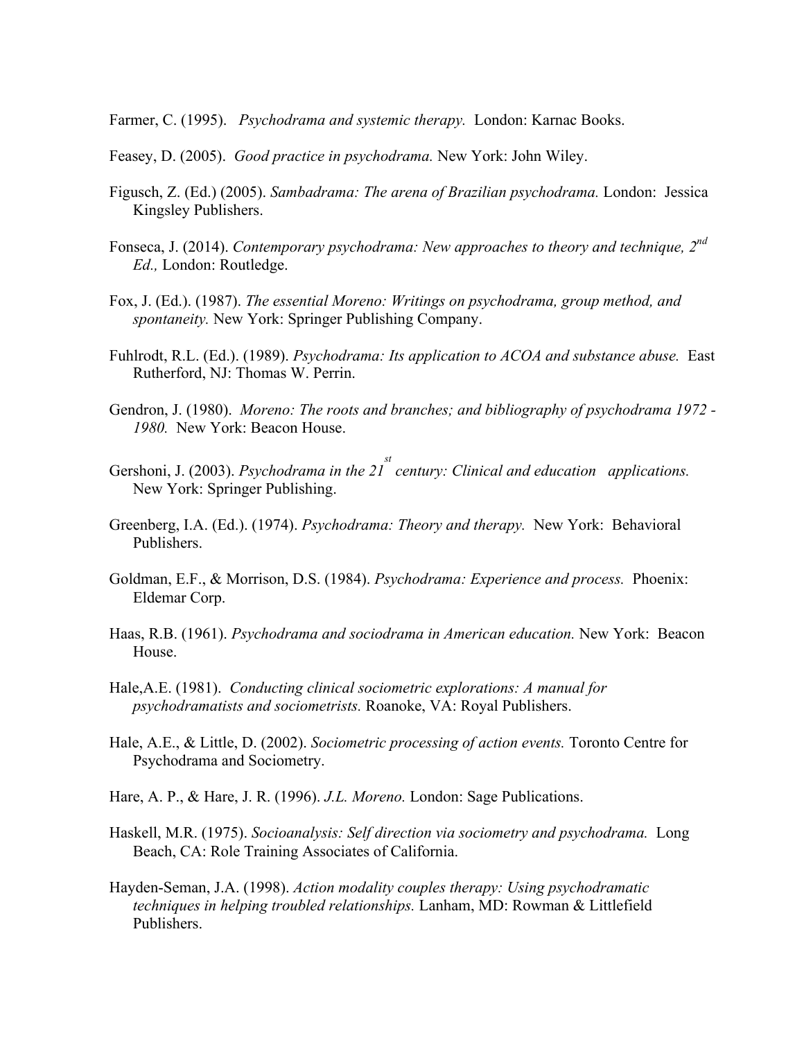Farmer, C. (1995). *Psychodrama and systemic therapy.* London: Karnac Books.

Feasey, D. (2005). *Good practice in psychodrama.* New York: John Wiley.

Figusch, Z. (Ed.) (2005). *Sambadrama: The arena of Brazilian psychodrama.* London: Jessica Kingsley Publishers.

Fonseca, J. (2014). *Contemporary psychodrama: New approaches to theory and technique, 2nd Ed.,* London: Routledge.

Fox, J. (Ed.). (1987). *The essential Moreno: Writings on psychodrama, group method, and spontaneity.* New York: Springer Publishing Company.

Fuhlrodt, R.L. (Ed.). (1989). *Psychodrama: Its application to ACOA and substance abuse.* East Rutherford, NJ: Thomas W. Perrin.

Gendron, J. (1980). *Moreno: The roots and branches; and bibliography of psychodrama 1972 - 1980.* New York: Beacon House.

Gershoni, J. (2003). *Psychodrama in the 21st century: Clinical and education applications.* New York: Springer Publishing.

Greenberg, I.A. (Ed.). (1974). *Psychodrama: Theory and therapy.* New York: Behavioral Publishers.

Goldman, E.F., & Morrison, D.S. (1984). *Psychodrama: Experience and process.* Phoenix: Eldemar Corp.

Haas, R.B. (1961). *Psychodrama and sociodrama in American education.* New York: Beacon House.

Hale,A.E. (1981). *Conducting clinical sociometric explorations: A manual for psychodramatists and sociometrists.* Roanoke, VA: Royal Publishers.

Hale, A.E., & Little, D. (2002). *Sociometric processing of action events.* Toronto Centre for Psychodrama and Sociometry.

Hare, A. P., & Hare, J. R. (1996). *J.L. Moreno.* London: Sage Publications.

Haskell, M.R. (1975). *Socioanalysis: Self direction via sociometry and psychodrama.* Long Beach, CA: Role Training Associates of California.

Hayden-Seman, J.A. (1998). *Action modality couples therapy: Using psychodramatic techniques in helping troubled relationships.* Lanham, MD: Rowman & Littlefield Publishers.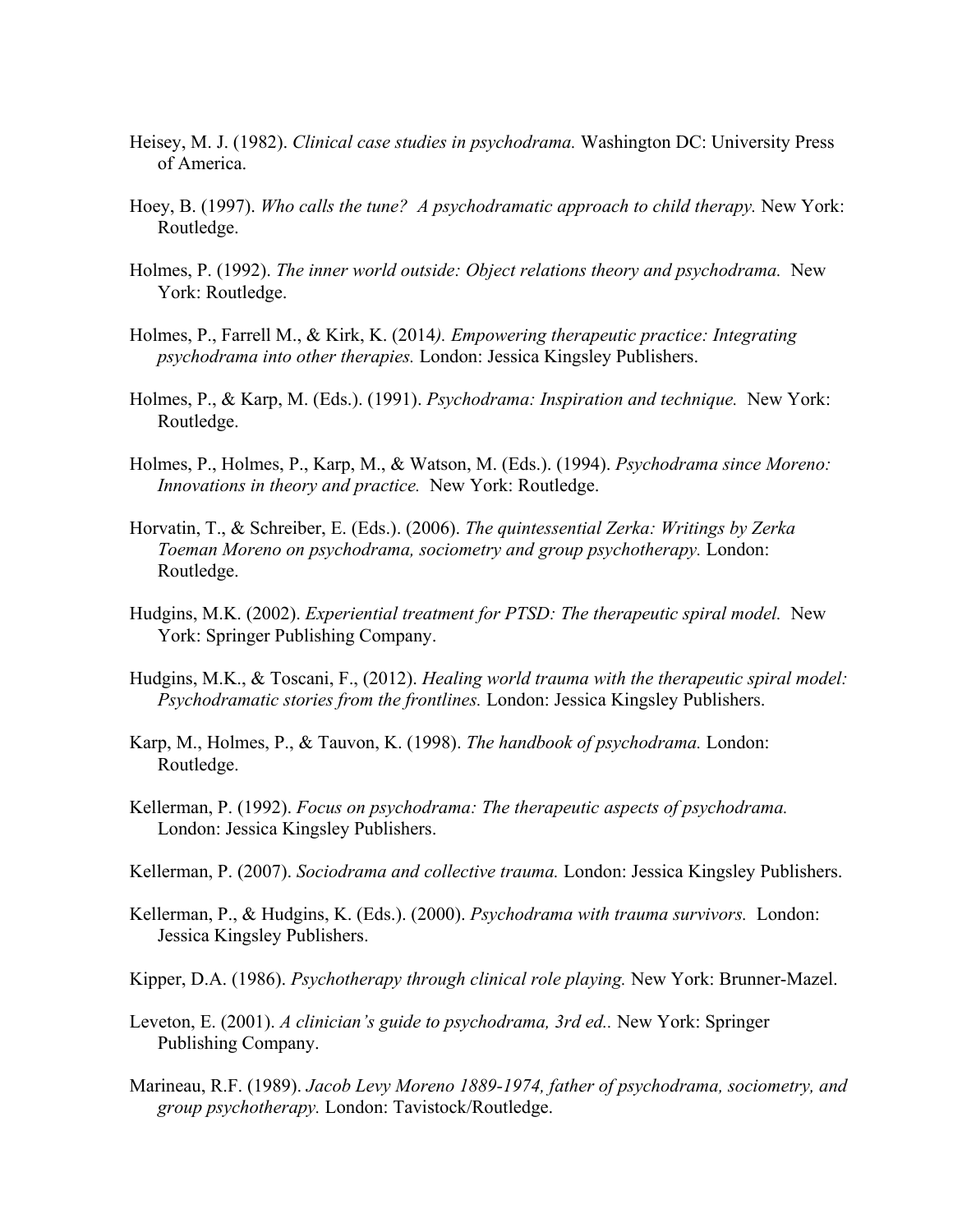Heisey, M. J. (1982). *Clinical case studies in psychodrama.* Washington DC: University Press of America.

Hoey, B. (1997). *Who calls the tune? A psychodramatic approach to child therapy.* New York: Routledge.

Holmes, P. (1992). *The inner world outside: Object relations theory and psychodrama.* New York: Routledge.

Holmes, P., Farrell M., & Kirk, K. (2014*). Empowering therapeutic practice: Integrating psychodrama into other therapies.* London: Jessica Kingsley Publishers.

Holmes, P., & Karp, M. (Eds.). (1991). *Psychodrama: Inspiration and technique.* New York: Routledge.

Holmes, P., Holmes, P., Karp, M., & Watson, M. (Eds.). (1994). *Psychodrama since Moreno: Innovations in theory and practice.* New York: Routledge.

Horvatin, T., & Schreiber, E. (Eds.). (2006). *The quintessential Zerka: Writings by Zerka Toeman Moreno on psychodrama, sociometry and group psychotherapy.* London: Routledge.

Hudgins, M.K. (2002). *Experiential treatment for PTSD: The therapeutic spiral model.* New York: Springer Publishing Company.

Hudgins, M.K., & Toscani, F., (2012). *Healing world trauma with the therapeutic spiral model: Psychodramatic stories from the frontlines.* London: Jessica Kingsley Publishers.

Karp, M., Holmes, P., & Tauvon, K. (1998). *The handbook of psychodrama.* London: Routledge.

Kellerman, P. (1992). *Focus on psychodrama: The therapeutic aspects of psychodrama.* London: Jessica Kingsley Publishers.

Kellerman, P. (2007). *Sociodrama and collective trauma.* London: Jessica Kingsley Publishers.

Kellerman, P., & Hudgins, K. (Eds.). (2000). *Psychodrama with trauma survivors.* London: Jessica Kingsley Publishers.

Kipper, D.A. (1986). *Psychotherapy through clinical role playing.* New York: Brunner-Mazel.

Leveton, E. (2001). *A clinician's guide to psychodrama, 3rd ed..* New York: Springer Publishing Company.

Marineau, R.F. (1989). *Jacob Levy Moreno 1889-1974, father of psychodrama, sociometry, and group psychotherapy.* London: Tavistock/Routledge.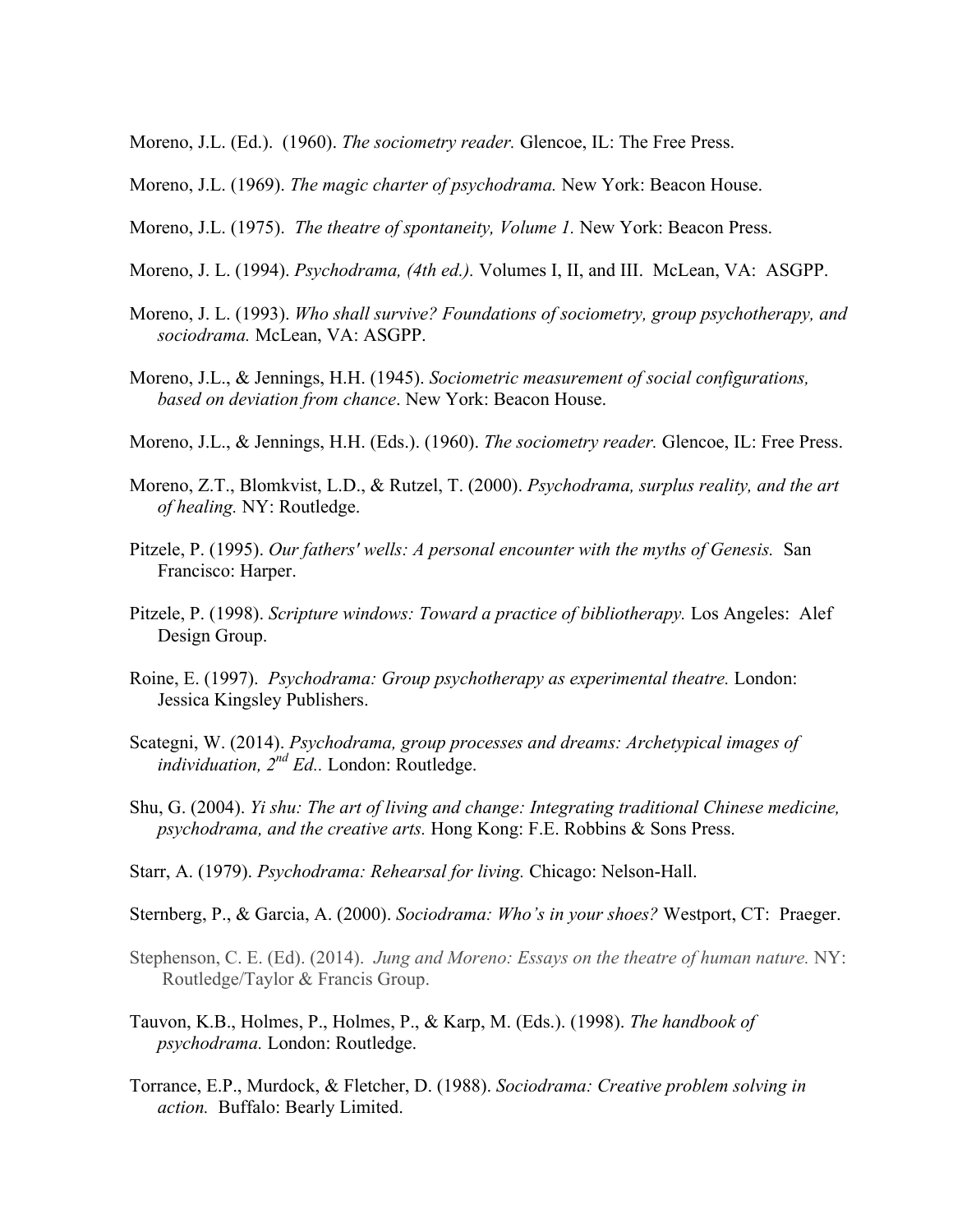Moreno, J.L. (Ed.). (1960). *The sociometry reader.* Glencoe, IL: The Free Press.

Moreno, J.L. (1969). *The magic charter of psychodrama.* New York: Beacon House.

Moreno, J.L. (1975). *The theatre of spontaneity, Volume 1.* New York: Beacon Press.

Moreno, J. L. (1994). *Psychodrama, (4th ed.).* Volumes I, II, and III. McLean, VA: ASGPP.

Moreno, J. L. (1993). *Who shall survive? Foundations of sociometry, group psychotherapy, and sociodrama.* McLean, VA: ASGPP.

Moreno, J.L., & Jennings, H.H. (1945). *Sociometric measurement of social configurations, based on deviation from chance*. New York: Beacon House.

Moreno, J.L., & Jennings, H.H. (Eds.). (1960). *The sociometry reader.* Glencoe, IL: Free Press.

Moreno, Z.T., Blomkvist, L.D., & Rutzel, T. (2000). *Psychodrama, surplus reality, and the art of healing.* NY: Routledge.

Pitzele, P. (1995). *Our fathers' wells: A personal encounter with the myths of Genesis.* San Francisco: Harper.

Pitzele, P. (1998). *Scripture windows: Toward a practice of bibliotherapy.* Los Angeles: Alef Design Group.

Roine, E. (1997). *Psychodrama: Group psychotherapy as experimental theatre.* London: Jessica Kingsley Publishers.

Scategni, W. (2014). *Psychodrama, group processes and dreams: Archetypical images of individuation, 2nd Ed..* London: Routledge.

Shu, G. (2004). *Yi shu: The art of living and change: Integrating traditional Chinese medicine, psychodrama, and the creative arts.* Hong Kong: F.E. Robbins & Sons Press.

Starr, A. (1979). *Psychodrama: Rehearsal for living.* Chicago: Nelson-Hall.

Sternberg, P., & Garcia, A. (2000). *Sociodrama: Who's in your shoes?* Westport, CT: Praeger.

Stephenson, C. E. (Ed). (2014). *Jung and Moreno: Essays on the theatre of human nature.* NY: Routledge/Taylor & Francis Group.

Tauvon, K.B., Holmes, P., Holmes, P., & Karp, M. (Eds.). (1998). *The handbook of psychodrama.* London: Routledge.

Torrance, E.P., Murdock, & Fletcher, D. (1988). *Sociodrama: Creative problem solving in action.* Buffalo: Bearly Limited.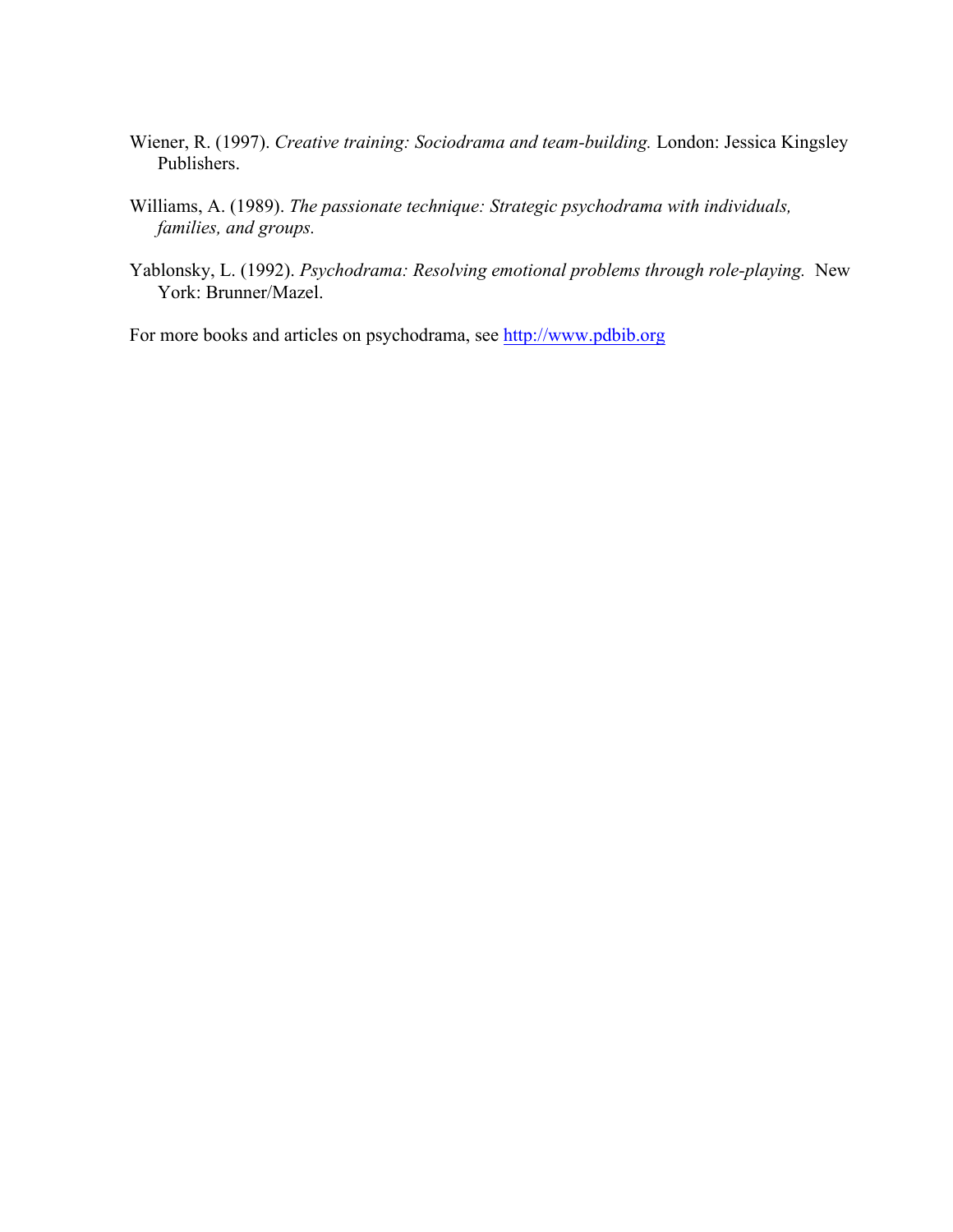Wiener, R. (1997). *Creative training: Sociodrama and team-building.* London: Jessica Kingsley Publishers.

Williams, A. (1989). *The passionate technique: Strategic psychodrama with individuals, families, and groups.*

Yablonsky, L. (1992). *Psychodrama: Resolving emotional problems through role-playing.* New York: Brunner/Mazel.

For more books and articles on psychodrama, see http://www.pdbib.org